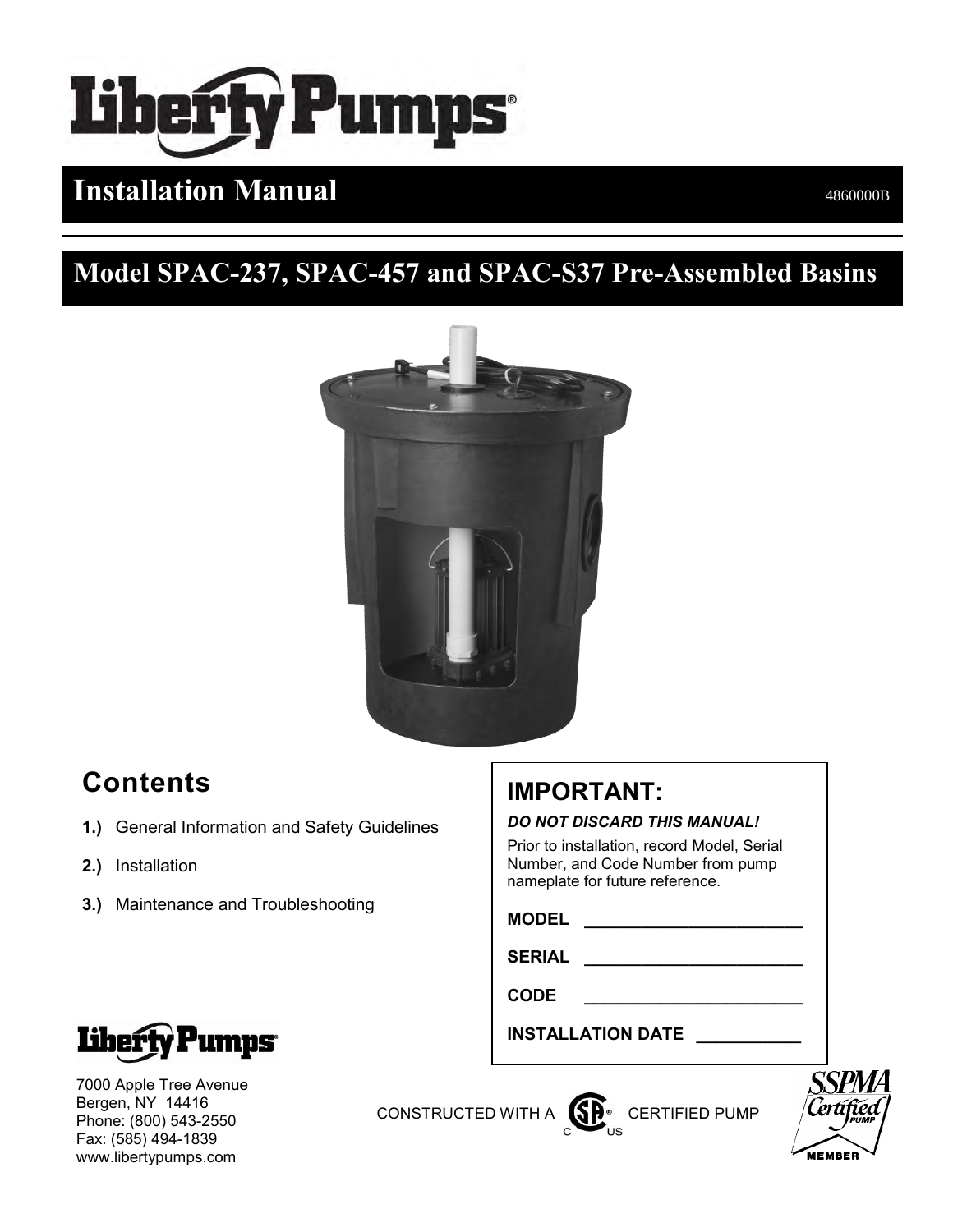# Liberty Pumps

## Installation Manual

4860000B

## Model SPAC-237, SPAC-457 and SPAC-S37 Pre-Assembled Basins

## Contents

**1.)** General Information and Safety Guidelines

**2.)** Installation

**3.)** Maintenance and Troubleshooting

## IMPORTANT:

***DO NOT DISCARD THIS MANUAL!***

Prior to installation, record Model, Serial Number, and Code Number from pump nameplate for future reference.

**MODEL** ________________________

**SERIAL** ________________________

**CODE** ________________________

**INSTALLATION DATE** ___________

Liberty Pumps

7000 Apple Tree Avenue
Bergen, NY 14416
Phone: (800) 543-2550
Fax: (585) 494-1839
www.libertypumps.com

CONSTRUCTED WITH A CSA CERTIFIED PUMP

SSPMA Certified Pump MEMBER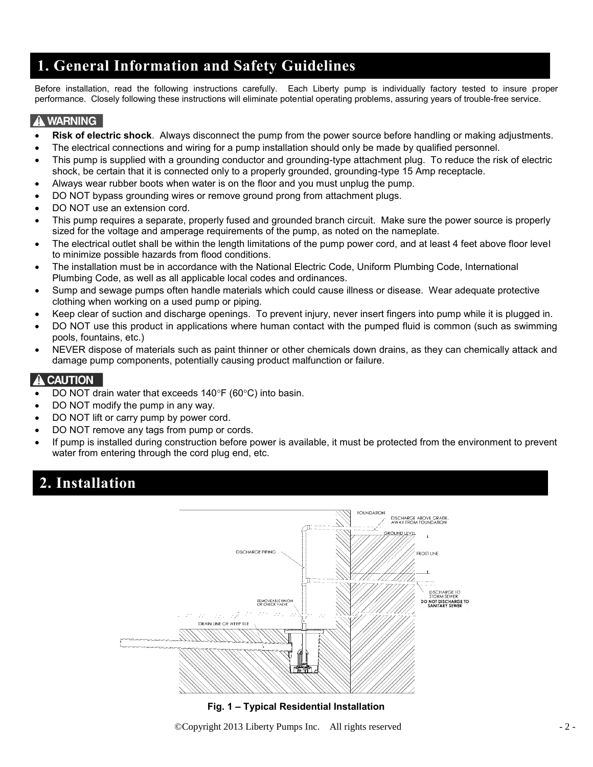# 1. General Information and Safety Guidelines

Before installation, read the following instructions carefully. Each Liberty pump is individually factory tested to insure proper performance. Closely following these instructions will eliminate potential operating problems, assuring years of trouble-free service.

**⚠ WARNING**

- **Risk of electric shock**. Always disconnect the pump from the power source before handling or making adjustments.
- The electrical connections and wiring for a pump installation should only be made by qualified personnel.
- This pump is supplied with a grounding conductor and grounding-type attachment plug. To reduce the risk of electric shock, be certain that it is connected only to a properly grounded, grounding-type 15 Amp receptacle.
- Always wear rubber boots when water is on the floor and you must unplug the pump.
- DO NOT bypass grounding wires or remove ground prong from attachment plugs.
- DO NOT use an extension cord.
- This pump requires a separate, properly fused and grounded branch circuit. Make sure the power source is properly sized for the voltage and amperage requirements of the pump, as noted on the nameplate.
- The electrical outlet shall be within the length limitations of the pump power cord, and at least 4 feet above floor level to minimize possible hazards from flood conditions.
- The installation must be in accordance with the National Electric Code, Uniform Plumbing Code, International Plumbing Code, as well as all applicable local codes and ordinances.
- Sump and sewage pumps often handle materials which could cause illness or disease. Wear adequate protective clothing when working on a used pump or piping.
- Keep clear of suction and discharge openings. To prevent injury, never insert fingers into pump while it is plugged in.
- DO NOT use this product in applications where human contact with the pumped fluid is common (such as swimming pools, fountains, etc.)
- NEVER dispose of materials such as paint thinner or other chemicals down drains, as they can chemically attack and damage pump components, potentially causing product malfunction or failure.

**⚠ CAUTION**

- DO NOT drain water that exceeds 140°F (60°C) into basin.
- DO NOT modify the pump in any way.
- DO NOT lift or carry pump by power cord.
- DO NOT remove any tags from pump or cords.
- If pump is installed during construction before power is available, it must be protected from the environment to prevent water from entering through the cord plug end, etc.

# 2. Installation

FOUNDATION
DISCHARGE ABOVE GRADE, AWAY FROM FOUNDATION
GROUND LEVEL
DISCHARGE PIPING
FROST LINE
DISCHARGE TO STORM SEWER
**DO NOT DISCHARGE TO SANITARY SEWER**
REMOVEABLE UNION OR CHECK VALVE
DRAIN LINE OR WEEP TILE

**Fig. 1 – Typical Residential Installation**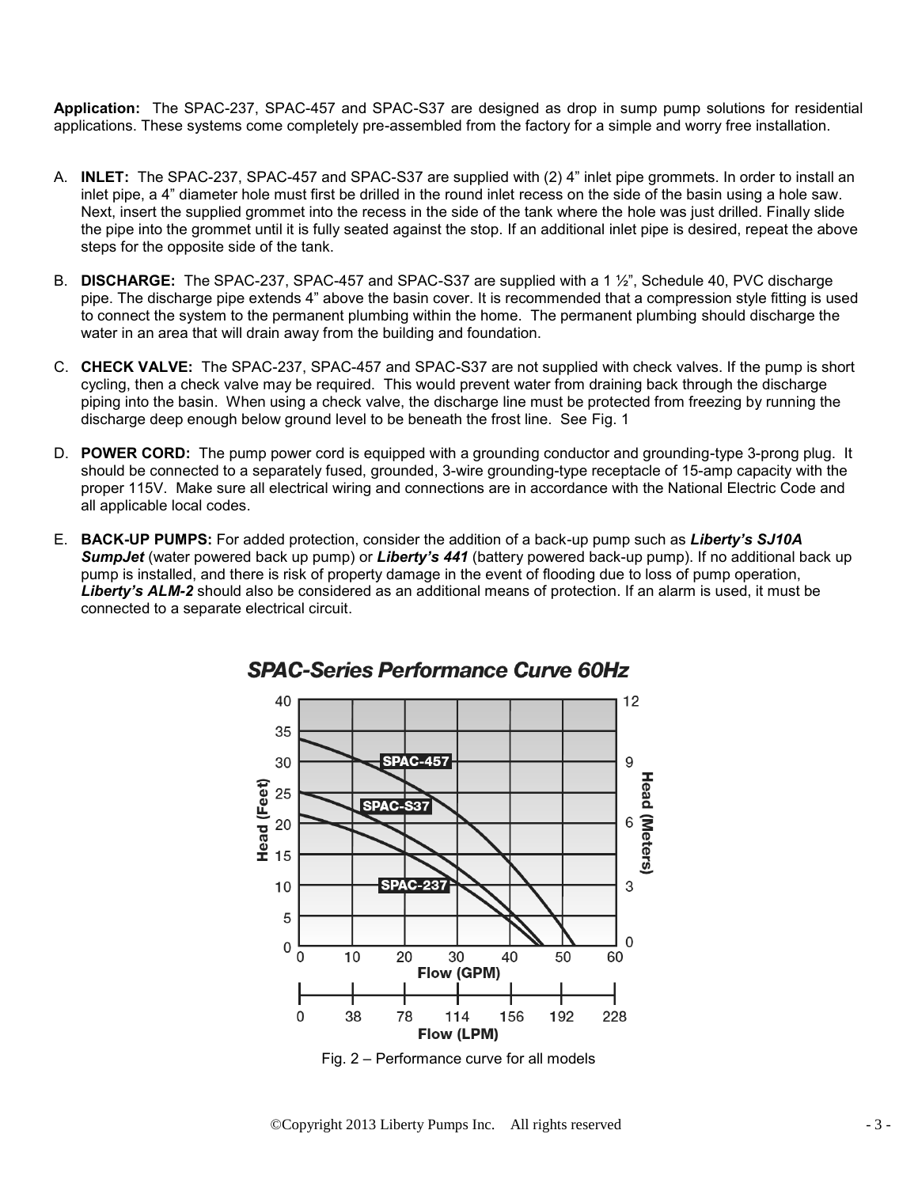**Application:** The SPAC-237, SPAC-457 and SPAC-S37 are designed as drop in sump pump solutions for residential applications. These systems come completely pre-assembled from the factory for a simple and worry free installation.

A. **INLET:** The SPAC-237, SPAC-457 and SPAC-S37 are supplied with (2) 4" inlet pipe grommets. In order to install an inlet pipe, a 4" diameter hole must first be drilled in the round inlet recess on the side of the basin using a hole saw. Next, insert the supplied grommet into the recess in the side of the tank where the hole was just drilled. Finally slide the pipe into the grommet until it is fully seated against the stop. If an additional inlet pipe is desired, repeat the above steps for the opposite side of the tank.

B. **DISCHARGE:** The SPAC-237, SPAC-457 and SPAC-S37 are supplied with a 1 ½", Schedule 40, PVC discharge pipe. The discharge pipe extends 4" above the basin cover. It is recommended that a compression style fitting is used to connect the system to the permanent plumbing within the home. The permanent plumbing should discharge the water in an area that will drain away from the building and foundation.

C. **CHECK VALVE:** The SPAC-237, SPAC-457 and SPAC-S37 are not supplied with check valves. If the pump is short cycling, then a check valve may be required. This would prevent water from draining back through the discharge piping into the basin. When using a check valve, the discharge line must be protected from freezing by running the discharge deep enough below ground level to be beneath the frost line. See Fig. 1

D. **POWER CORD:** The pump power cord is equipped with a grounding conductor and grounding-type 3-prong plug. It should be connected to a separately fused, grounded, 3-wire grounding-type receptacle of 15-amp capacity with the proper 115V. Make sure all electrical wiring and connections are in accordance with the National Electric Code and all applicable local codes.

E. **BACK-UP PUMPS:** For added protection, consider the addition of a back-up pump such as ***Liberty's SJ10A SumpJet*** (water powered back up pump) or ***Liberty's 441*** (battery powered back-up pump). If no additional back up pump is installed, and there is risk of property damage in the event of flooding due to loss of pump operation, ***Liberty's ALM-2*** should also be considered as an additional means of protection. If an alarm is used, it must be connected to a separate electrical circuit.

***SPAC-Series Performance Curve 60Hz***

Fig. 2 – Performance curve for all models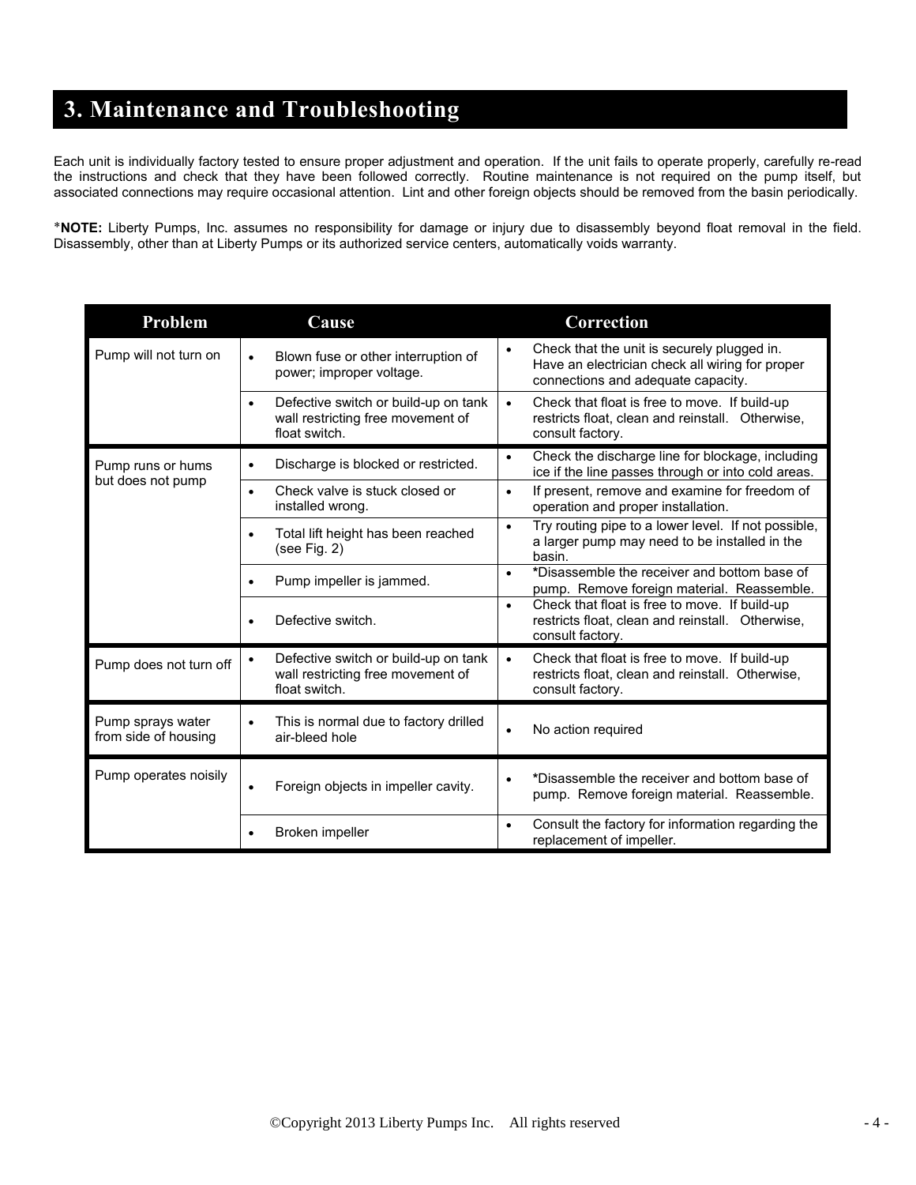## 3. Maintenance and Troubleshooting

Each unit is individually factory tested to ensure proper adjustment and operation. If the unit fails to operate properly, carefully re-read the instructions and check that they have been followed correctly. Routine maintenance is not required on the pump itself, but associated connections may require occasional attention. Lint and other foreign objects should be removed from the basin periodically.

\***NOTE:** Liberty Pumps, Inc. assumes no responsibility for damage or injury due to disassembly beyond float removal in the field. Disassembly, other than at Liberty Pumps or its authorized service centers, automatically voids warranty.

| Problem | Cause | Correction |
|---|---|---|
| Pump will not turn on | • Blown fuse or other interruption of power; improper voltage. | • Check that the unit is securely plugged in. Have an electrician check all wiring for proper connections and adequate capacity. |
| | • Defective switch or build-up on tank wall restricting free movement of float switch. | • Check that float is free to move. If build-up restricts float, clean and reinstall. Otherwise, consult factory. |
| Pump runs or hums but does not pump | • Discharge is blocked or restricted. | • Check the discharge line for blockage, including ice if the line passes through or into cold areas. |
| | • Check valve is stuck closed or installed wrong. | • If present, remove and examine for freedom of operation and proper installation. |
| | • Total lift height has been reached (see Fig. 2) | • Try routing pipe to a lower level. If not possible, a larger pump may need to be installed in the basin. |
| | • Pump impeller is jammed. | • \*Disassemble the receiver and bottom base of pump. Remove foreign material. Reassemble. |
| | • Defective switch. | • Check that float is free to move. If build-up restricts float, clean and reinstall. Otherwise, consult factory. |
| Pump does not turn off | • Defective switch or build-up on tank wall restricting free movement of float switch. | • Check that float is free to move. If build-up restricts float, clean and reinstall. Otherwise, consult factory. |
| Pump sprays water from side of housing | • This is normal due to factory drilled air-bleed hole | • No action required |
| Pump operates noisily | • Foreign objects in impeller cavity. | • \*Disassemble the receiver and bottom base of pump. Remove foreign material. Reassemble. |
| | • Broken impeller | • Consult the factory for information regarding the replacement of impeller. |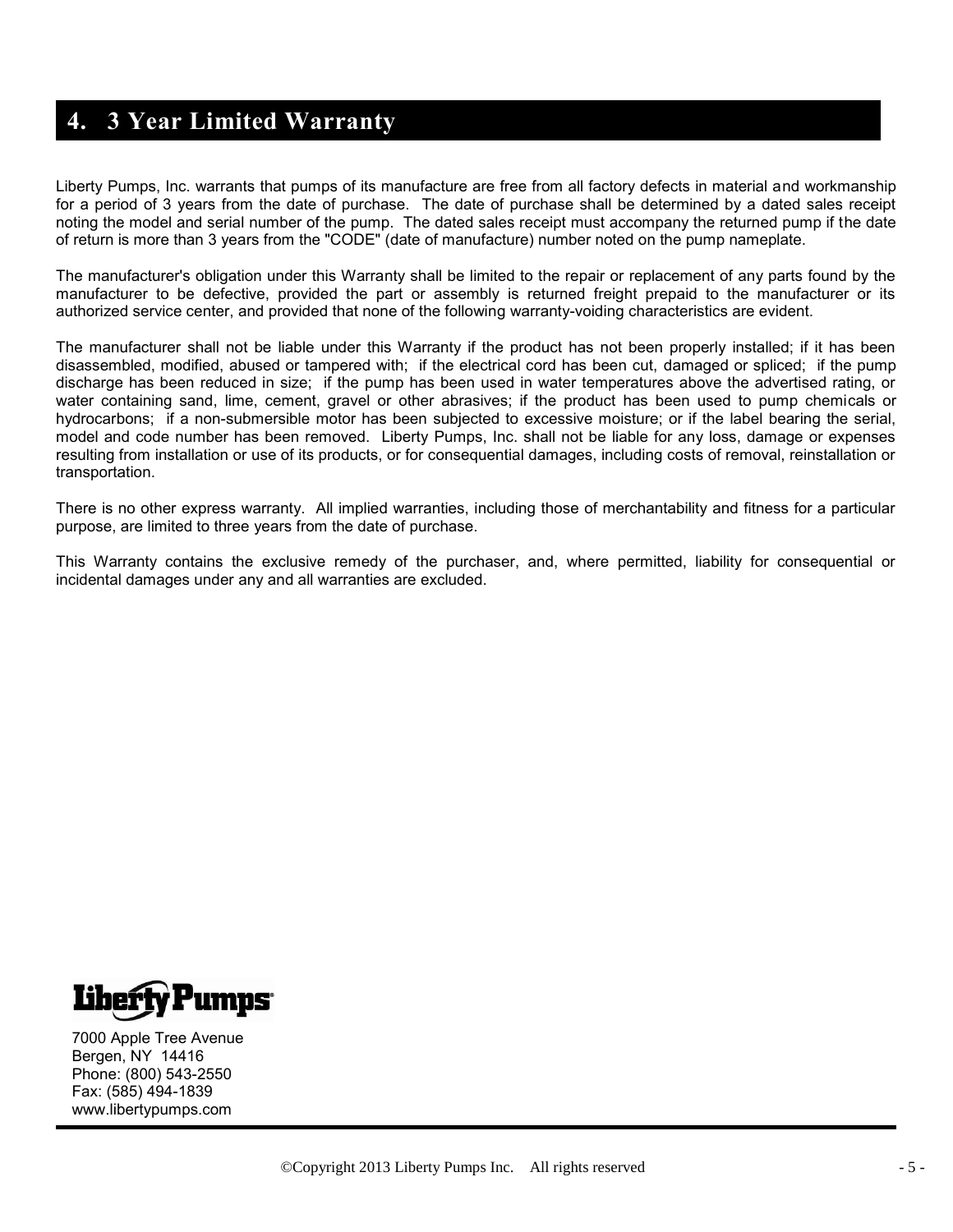## 4. 3 Year Limited Warranty

Liberty Pumps, Inc. warrants that pumps of its manufacture are free from all factory defects in material and workmanship for a period of 3 years from the date of purchase. The date of purchase shall be determined by a dated sales receipt noting the model and serial number of the pump. The dated sales receipt must accompany the returned pump if the date of return is more than 3 years from the "CODE" (date of manufacture) number noted on the pump nameplate.

The manufacturer's obligation under this Warranty shall be limited to the repair or replacement of any parts found by the manufacturer to be defective, provided the part or assembly is returned freight prepaid to the manufacturer or its authorized service center, and provided that none of the following warranty-voiding characteristics are evident.

The manufacturer shall not be liable under this Warranty if the product has not been properly installed; if it has been disassembled, modified, abused or tampered with; if the electrical cord has been cut, damaged or spliced; if the pump discharge has been reduced in size; if the pump has been used in water temperatures above the advertised rating, or water containing sand, lime, cement, gravel or other abrasives; if the product has been used to pump chemicals or hydrocarbons; if a non-submersible motor has been subjected to excessive moisture; or if the label bearing the serial, model and code number has been removed. Liberty Pumps, Inc. shall not be liable for any loss, damage or expenses resulting from installation or use of its products, or for consequential damages, including costs of removal, reinstallation or transportation.

There is no other express warranty. All implied warranties, including those of merchantability and fitness for a particular purpose, are limited to three years from the date of purchase.

This Warranty contains the exclusive remedy of the purchaser, and, where permitted, liability for consequential or incidental damages under any and all warranties are excluded.

Liberty Pumps

7000 Apple Tree Avenue
Bergen, NY 14416
Phone: (800) 543-2550
Fax: (585) 494-1839
www.libertypumps.com

©Copyright 2013 Liberty Pumps Inc. All rights reserved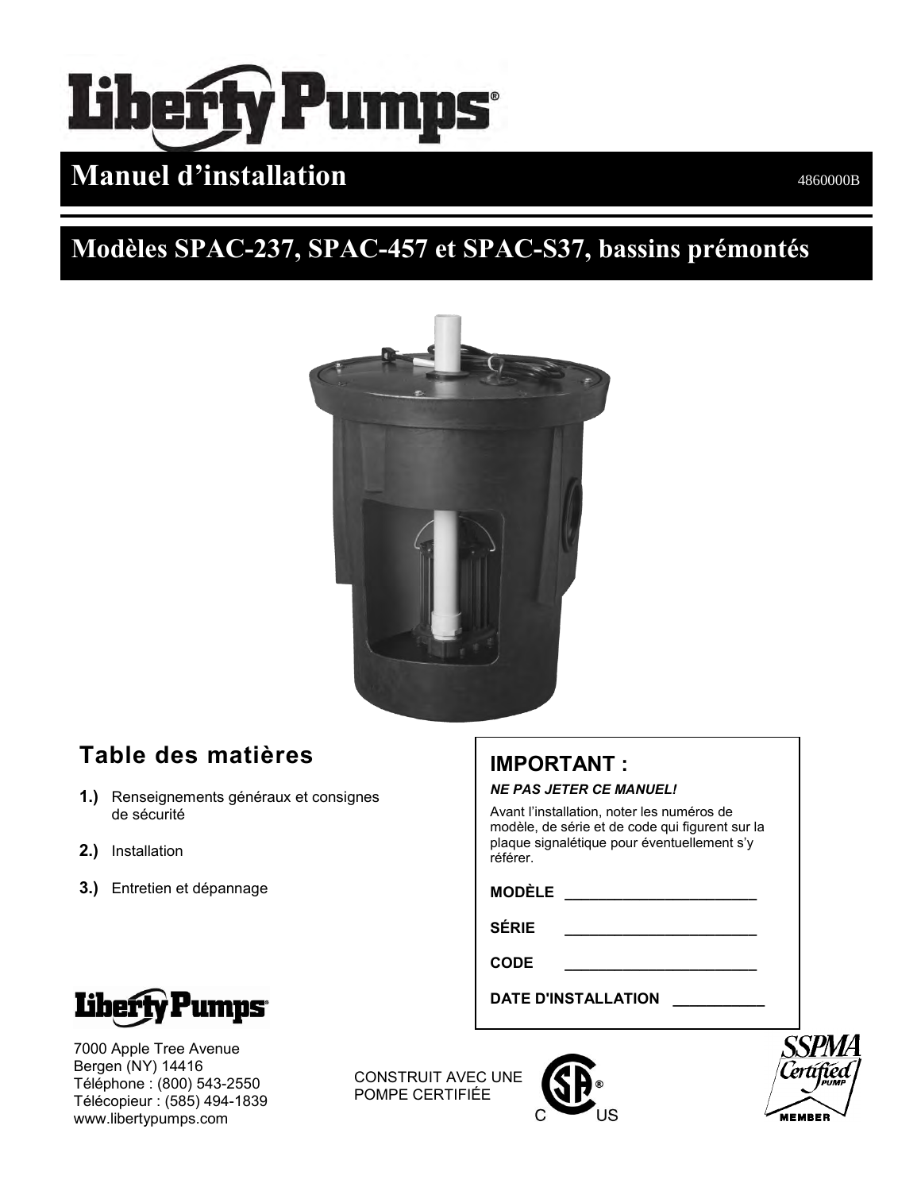# Liberty Pumps®

## Manuel d'installation

4860000B

## Modèles SPAC-237, SPAC-457 et SPAC-S37, bassins prémontés

### Table des matières

**1.)** Renseignements généraux et consignes de sécurité

**2.)** Installation

**3.)** Entretien et dépannage

### IMPORTANT :

***NE PAS JETER CE MANUEL!***

Avant l'installation, noter les numéros de modèle, de série et de code qui figurent sur la plaque signalétique pour éventuellement s'y référer.

**MODÈLE** _______________________

**SÉRIE** _______________________

**CODE** _______________________

**DATE D'INSTALLATION** ___________

Liberty Pumps®

7000 Apple Tree Avenue
Bergen (NY) 14416
Téléphone : (800) 543-2550
Télécopieur : (585) 494-1839
www.libertypumps.com

CONSTRUIT AVEC UNE POMPE CERTIFIÉE

SSPMA Certified Pump MEMBER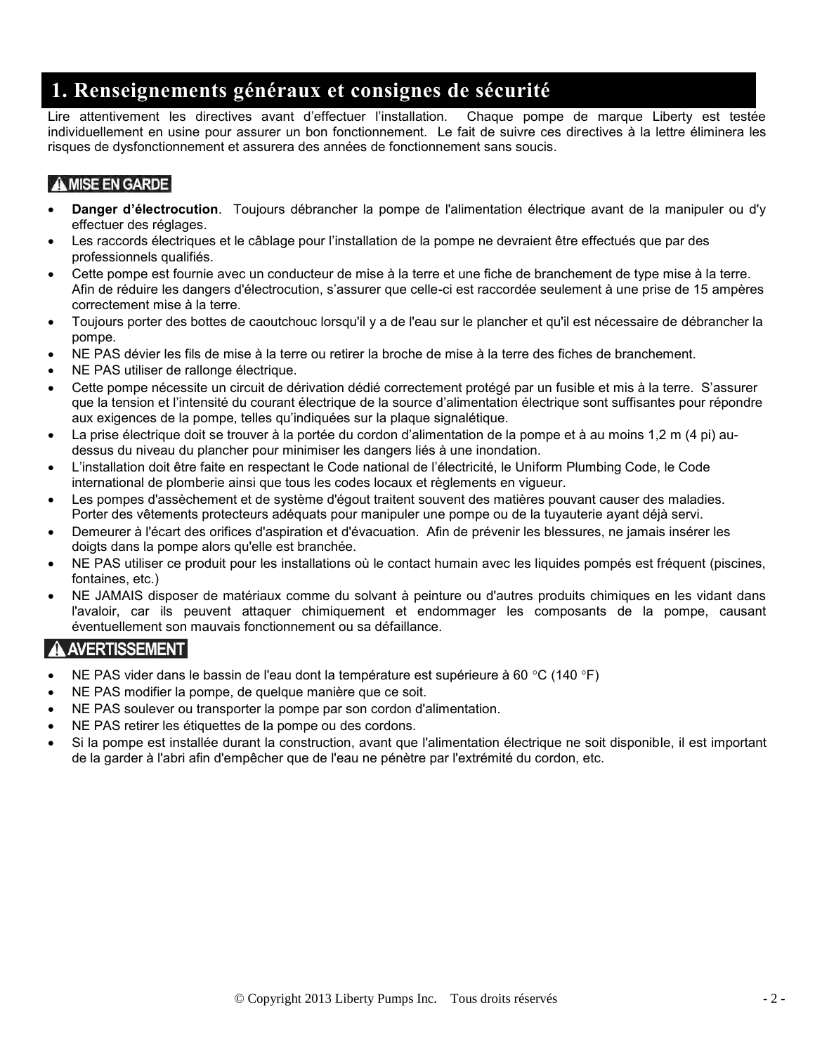# 1. Renseignements généraux et consignes de sécurité

Lire attentivement les directives avant d'effectuer l'installation. Chaque pompe de marque Liberty est testée individuellement en usine pour assurer un bon fonctionnement. Le fait de suivre ces directives à la lettre éliminera les risques de dysfonctionnement et assurera des années de fonctionnement sans soucis.

**⚠ MISE EN GARDE**

- **Danger d'électrocution**. Toujours débrancher la pompe de l'alimentation électrique avant de la manipuler ou d'y effectuer des réglages.
- Les raccords électriques et le câblage pour l'installation de la pompe ne devraient être effectués que par des professionnels qualifiés.
- Cette pompe est fournie avec un conducteur de mise à la terre et une fiche de branchement de type mise à la terre. Afin de réduire les dangers d'électrocution, s'assurer que celle-ci est raccordée seulement à une prise de 15 ampères correctement mise à la terre.
- Toujours porter des bottes de caoutchouc lorsqu'il y a de l'eau sur le plancher et qu'il est nécessaire de débrancher la pompe.
- NE PAS dévier les fils de mise à la terre ou retirer la broche de mise à la terre des fiches de branchement.
- NE PAS utiliser de rallonge électrique.
- Cette pompe nécessite un circuit de dérivation dédié correctement protégé par un fusible et mis à la terre. S'assurer que la tension et l'intensité du courant électrique de la source d'alimentation électrique sont suffisantes pour répondre aux exigences de la pompe, telles qu'indiquées sur la plaque signalétique.
- La prise électrique doit se trouver à la portée du cordon d'alimentation de la pompe et à au moins 1,2 m (4 pi) au-dessus du niveau du plancher pour minimiser les dangers liés à une inondation.
- L'installation doit être faite en respectant le Code national de l'électricité, le Uniform Plumbing Code, le Code international de plomberie ainsi que tous les codes locaux et règlements en vigueur.
- Les pompes d'assèchement et de système d'égout traitent souvent des matières pouvant causer des maladies. Porter des vêtements protecteurs adéquats pour manipuler une pompe ou de la tuyauterie ayant déjà servi.
- Demeurer à l'écart des orifices d'aspiration et d'évacuation. Afin de prévenir les blessures, ne jamais insérer les doigts dans la pompe alors qu'elle est branchée.
- NE PAS utiliser ce produit pour les installations où le contact humain avec les liquides pompés est fréquent (piscines, fontaines, etc.)
- NE JAMAIS disposer de matériaux comme du solvant à peinture ou d'autres produits chimiques en les vidant dans l'avaloir, car ils peuvent attaquer chimiquement et endommager les composants de la pompe, causant éventuellement son mauvais fonctionnement ou sa défaillance.

**⚠ AVERTISSEMENT**

- NE PAS vider dans le bassin de l'eau dont la température est supérieure à 60 °C (140 °F)
- NE PAS modifier la pompe, de quelque manière que ce soit.
- NE PAS soulever ou transporter la pompe par son cordon d'alimentation.
- NE PAS retirer les étiquettes de la pompe ou des cordons.
- Si la pompe est installée durant la construction, avant que l'alimentation électrique ne soit disponible, il est important de la garder à l'abri afin d'empêcher que de l'eau ne pénètre par l'extrémité du cordon, etc.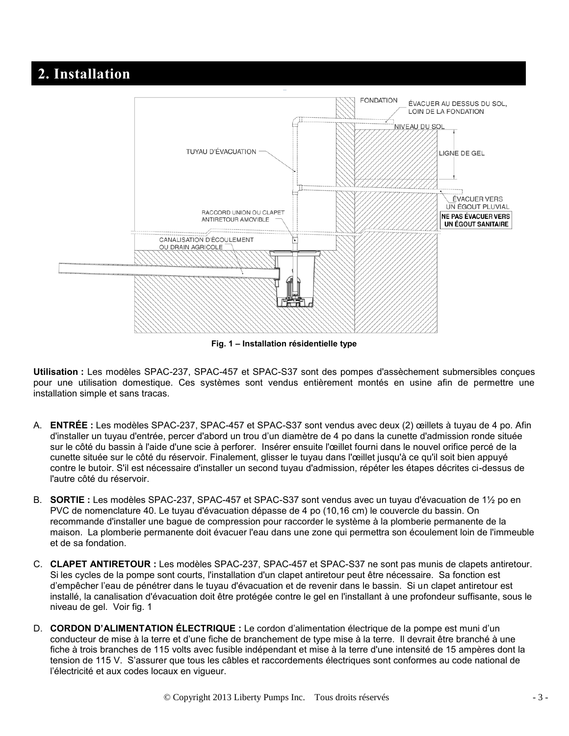## 2. Installation

Fig. 1 – Installation résidentielle type

**Utilisation :** Les modèles SPAC-237, SPAC-457 et SPAC-S37 sont des pompes d'assèchement submersibles conçues pour une utilisation domestique. Ces systèmes sont vendus entièrement montés en usine afin de permettre une installation simple et sans tracas.

A. **ENTRÉE :** Les modèles SPAC-237, SPAC-457 et SPAC-S37 sont vendus avec deux (2) œillets à tuyau de 4 po. Afin d'installer un tuyau d'entrée, percer d'abord un trou d'un diamètre de 4 po dans la cunette d'admission ronde située sur le côté du bassin à l'aide d'une scie à perforer. Insérer ensuite l'œillet fourni dans le nouvel orifice percé de la cunette située sur le côté du réservoir. Finalement, glisser le tuyau dans l'œillet jusqu'à ce qu'il soit bien appuyé contre le butoir. S'il est nécessaire d'installer un second tuyau d'admission, répéter les étapes décrites ci-dessus de l'autre côté du réservoir.

B. **SORTIE :** Les modèles SPAC-237, SPAC-457 et SPAC-S37 sont vendus avec un tuyau d'évacuation de 1½ po en PVC de nomenclature 40. Le tuyau d'évacuation dépasse de 4 po (10,16 cm) le couvercle du bassin. On recommande d'installer une bague de compression pour raccorder le système à la plomberie permanente de la maison. La plomberie permanente doit évacuer l'eau dans une zone qui permettra son écoulement loin de l'immeuble et de sa fondation.

C. **CLAPET ANTIRETOUR :** Les modèles SPAC-237, SPAC-457 et SPAC-S37 ne sont pas munis de clapets antiretour. Si les cycles de la pompe sont courts, l'installation d'un clapet antiretour peut être nécessaire. Sa fonction est d'empêcher l'eau de pénétrer dans le tuyau d'évacuation et de revenir dans le bassin. Si un clapet antiretour est installé, la canalisation d'évacuation doit être protégée contre le gel en l'installant à une profondeur suffisante, sous le niveau de gel. Voir fig. 1

D. **CORDON D'ALIMENTATION ÉLECTRIQUE :** Le cordon d'alimentation électrique de la pompe est muni d'un conducteur de mise à la terre et d'une fiche de branchement de type mise à la terre. Il devrait être branché à une fiche à trois branches de 115 volts avec fusible indépendant et mise à la terre d'une intensité de 15 ampères dont la tension de 115 V. S'assurer que tous les câbles et raccordements électriques sont conformes au code national de l'électricité et aux codes locaux en vigueur.

© Copyright 2013 Liberty Pumps Inc. Tous droits réservés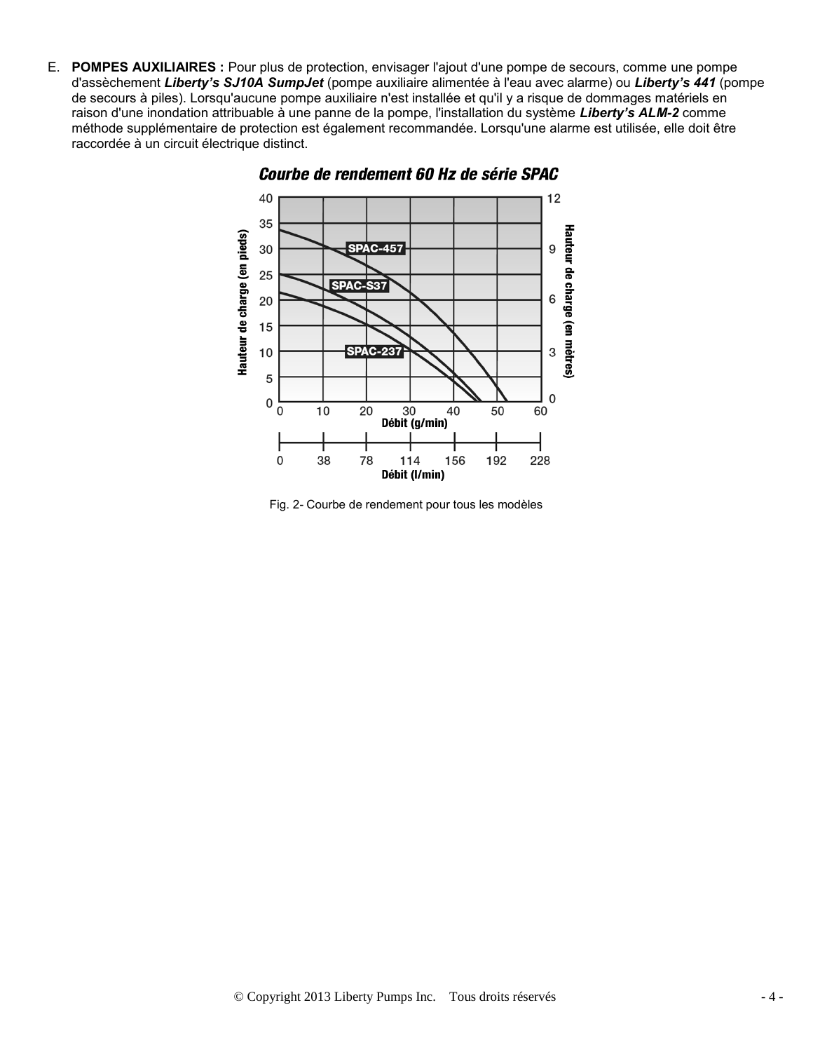E. **POMPES AUXILIAIRES :** Pour plus de protection, envisager l'ajout d'une pompe de secours, comme une pompe d'assèchement ***Liberty's SJ10A SumpJet*** (pompe auxiliaire alimentée à l'eau avec alarme) ou ***Liberty's 441*** (pompe de secours à piles). Lorsqu'aucune pompe auxiliaire n'est installée et qu'il y a risque de dommages matériels en raison d'une inondation attribuable à une panne de la pompe, l'installation du système ***Liberty's ALM-2*** comme méthode supplémentaire de protection est également recommandée. Lorsqu'une alarme est utilisée, elle doit être raccordée à un circuit électrique distinct.

***Courbe de rendement 60 Hz de série SPAC***

Fig. 2- Courbe de rendement pour tous les modèles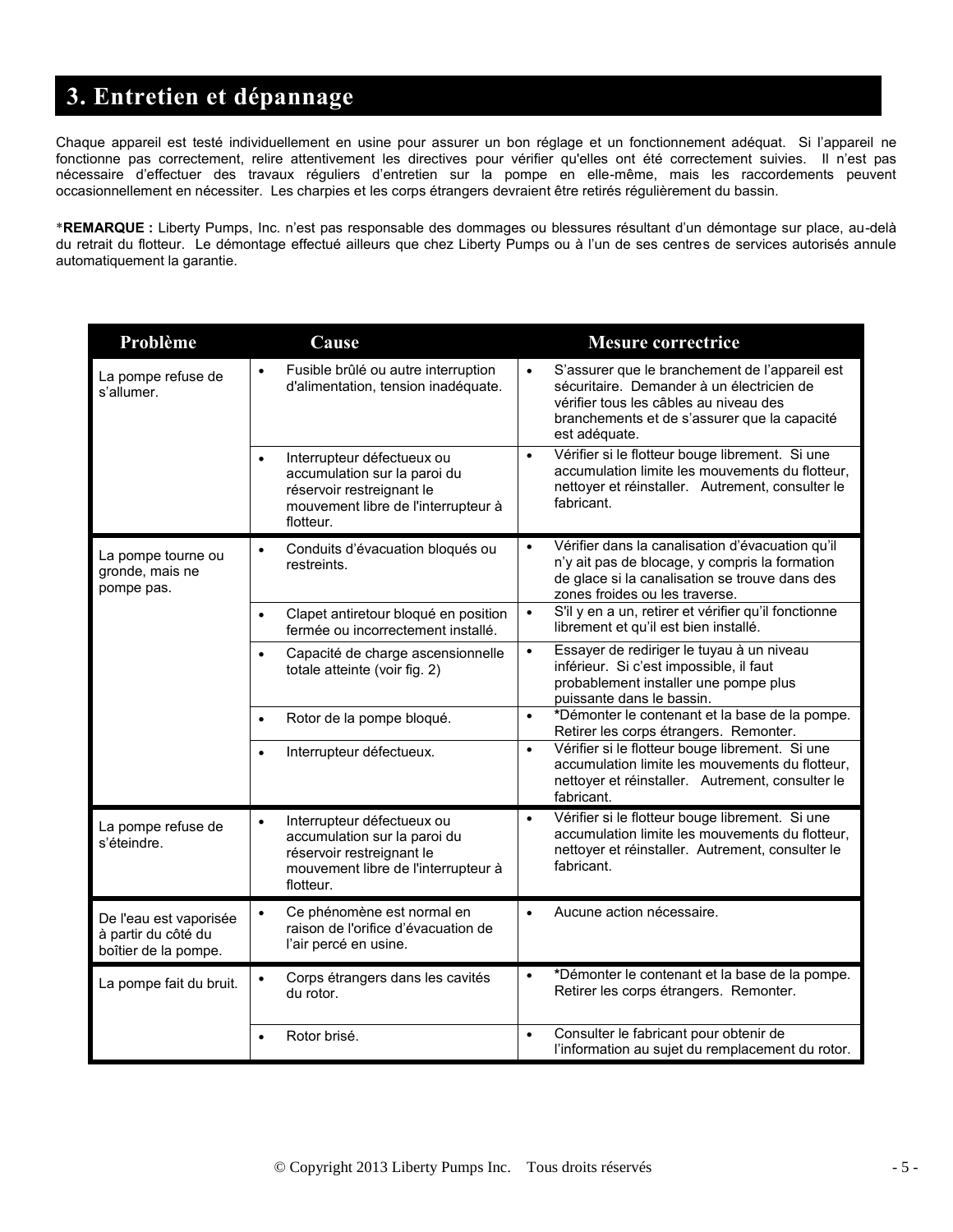# 3. Entretien et dépannage

Chaque appareil est testé individuellement en usine pour assurer un bon réglage et un fonctionnement adéquat. Si l'appareil ne fonctionne pas correctement, relire attentivement les directives pour vérifier qu'elles ont été correctement suivies. Il n'est pas nécessaire d'effectuer des travaux réguliers d'entretien sur la pompe en elle-même, mais les raccordements peuvent occasionnellement en nécessiter. Les charpies et les corps étrangers devraient être retirés régulièrement du bassin.

***REMARQUE :** Liberty Pumps, Inc. n'est pas responsable des dommages ou blessures résultant d'un démontage sur place, au-delà du retrait du flotteur. Le démontage effectué ailleurs que chez Liberty Pumps ou à l'un de ses centres de services autorisés annule automatiquement la garantie.

| Problème | Cause | Mesure correctrice |
|---|---|---|
| La pompe refuse de s'allumer. | • Fusible brûlé ou autre interruption d'alimentation, tension inadéquate. | • S'assurer que le branchement de l'appareil est sécuritaire. Demander à un électricien de vérifier tous les câbles au niveau des branchements et de s'assurer que la capacité est adéquate. |
| | • Interrupteur défectueux ou accumulation sur la paroi du réservoir restreignant le mouvement libre de l'interrupteur à flotteur. | • Vérifier si le flotteur bouge librement. Si une accumulation limite les mouvements du flotteur, nettoyer et réinstaller. Autrement, consulter le fabricant. |
| La pompe tourne ou gronde, mais ne pompe pas. | • Conduits d'évacuation bloqués ou restreints. | • Vérifier dans la canalisation d'évacuation qu'il n'y ait pas de blocage, y compris la formation de glace si la canalisation se trouve dans des zones froides ou les traverse. |
| | • Clapet antiretour bloqué en position fermée ou incorrectement installé. | • S'il y en a un, retirer et vérifier qu'il fonctionne librement et qu'il est bien installé. |
| | • Capacité de charge ascensionnelle totale atteinte (voir fig. 2) | • Essayer de rediriger le tuyau à un niveau inférieur. Si c'est impossible, il faut probablement installer une pompe plus puissante dans le bassin. |
| | • Rotor de la pompe bloqué. | • *Démonter le contenant et la base de la pompe. Retirer les corps étrangers. Remonter. |
| | • Interrupteur défectueux. | • Vérifier si le flotteur bouge librement. Si une accumulation limite les mouvements du flotteur, nettoyer et réinstaller. Autrement, consulter le fabricant. |
| La pompe refuse de s'éteindre. | • Interrupteur défectueux ou accumulation sur la paroi du réservoir restreignant le mouvement libre de l'interrupteur à flotteur. | • Vérifier si le flotteur bouge librement. Si une accumulation limite les mouvements du flotteur, nettoyer et réinstaller. Autrement, consulter le fabricant. |
| De l'eau est vaporisée à partir du côté du boîtier de la pompe. | • Ce phénomène est normal en raison de l'orifice d'évacuation de l'air percé en usine. | • Aucune action nécessaire. |
| La pompe fait du bruit. | • Corps étrangers dans les cavités du rotor. | • ***Démonter** le contenant et la base de la pompe. Retirer les corps étrangers. Remonter. |
| | • Rotor brisé. | • Consulter le fabricant pour obtenir de l'information au sujet du remplacement du rotor. |

© Copyright 2013 Liberty Pumps Inc. Tous droits réservés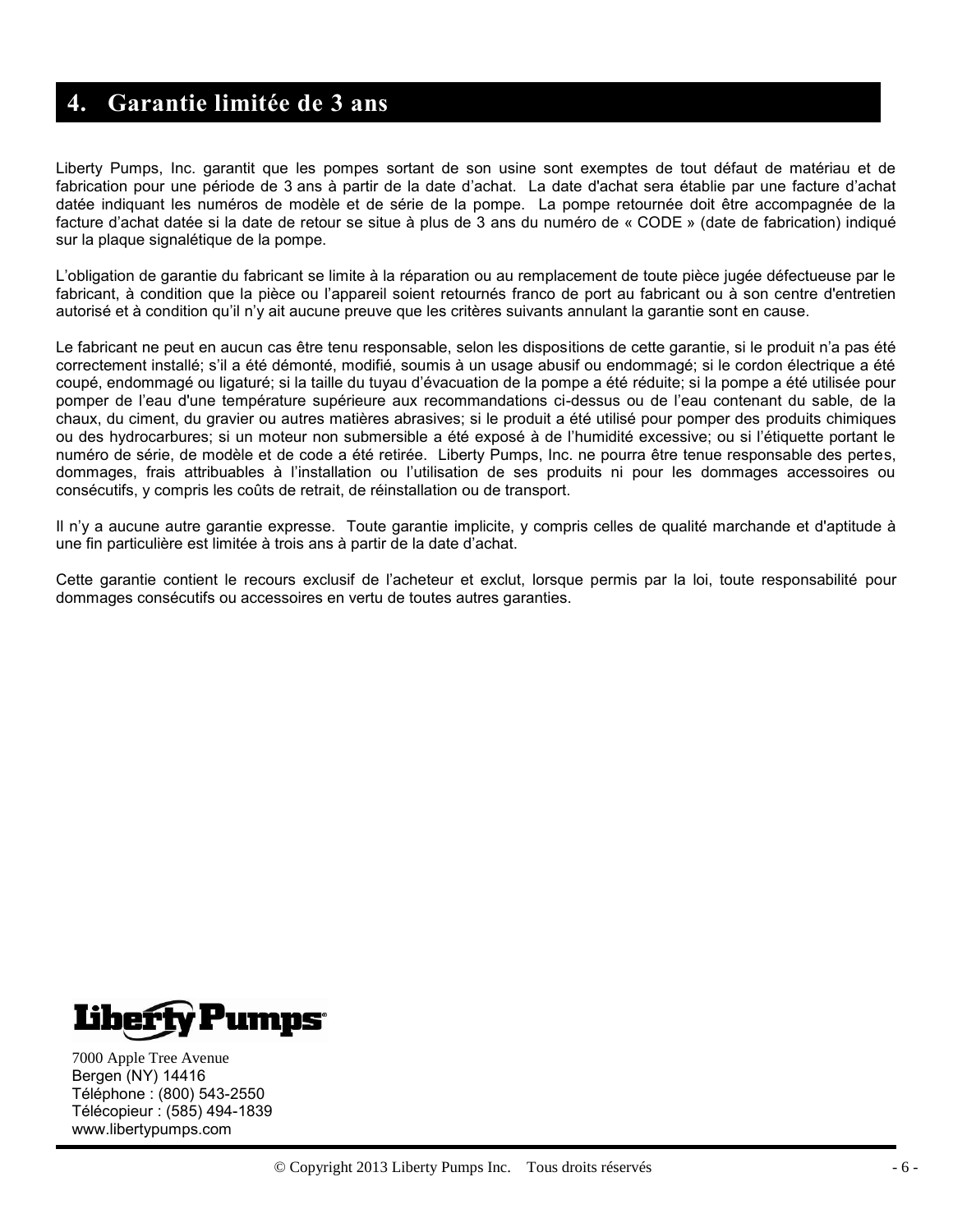## 4. Garantie limitée de 3 ans

Liberty Pumps, Inc. garantit que les pompes sortant de son usine sont exemptes de tout défaut de matériau et de fabrication pour une période de 3 ans à partir de la date d'achat. La date d'achat sera établie par une facture d'achat datée indiquant les numéros de modèle et de série de la pompe. La pompe retournée doit être accompagnée de la facture d'achat datée si la date de retour se situe à plus de 3 ans du numéro de « CODE » (date de fabrication) indiqué sur la plaque signalétique de la pompe.

L'obligation de garantie du fabricant se limite à la réparation ou au remplacement de toute pièce jugée défectueuse par le fabricant, à condition que la pièce ou l'appareil soient retournés franco de port au fabricant ou à son centre d'entretien autorisé et à condition qu'il n'y ait aucune preuve que les critères suivants annulant la garantie sont en cause.

Le fabricant ne peut en aucun cas être tenu responsable, selon les dispositions de cette garantie, si le produit n'a pas été correctement installé; s'il a été démonté, modifié, soumis à un usage abusif ou endommagé; si le cordon électrique a été coupé, endommagé ou ligaturé; si la taille du tuyau d'évacuation de la pompe a été réduite; si la pompe a été utilisée pour pomper de l'eau d'une température supérieure aux recommandations ci-dessus ou de l'eau contenant du sable, de la chaux, du ciment, du gravier ou autres matières abrasives; si le produit a été utilisé pour pomper des produits chimiques ou des hydrocarbures; si un moteur non submersible a été exposé à de l'humidité excessive; ou si l'étiquette portant le numéro de série, de modèle et de code a été retirée. Liberty Pumps, Inc. ne pourra être tenue responsable des pertes, dommages, frais attribuables à l'installation ou l'utilisation de ses produits ni pour les dommages accessoires ou consécutifs, y compris les coûts de retrait, de réinstallation ou de transport.

Il n'y a aucune autre garantie expresse. Toute garantie implicite, y compris celles de qualité marchande et d'aptitude à une fin particulière est limitée à trois ans à partir de la date d'achat.

Cette garantie contient le recours exclusif de l'acheteur et exclut, lorsque permis par la loi, toute responsabilité pour dommages consécutifs ou accessoires en vertu de toutes autres garanties.

**Liberty Pumps**

7000 Apple Tree Avenue
Bergen (NY) 14416
Téléphone : (800) 543-2550
Télécopieur : (585) 494-1839
www.libertypumps.com

© Copyright 2013 Liberty Pumps Inc. Tous droits réservés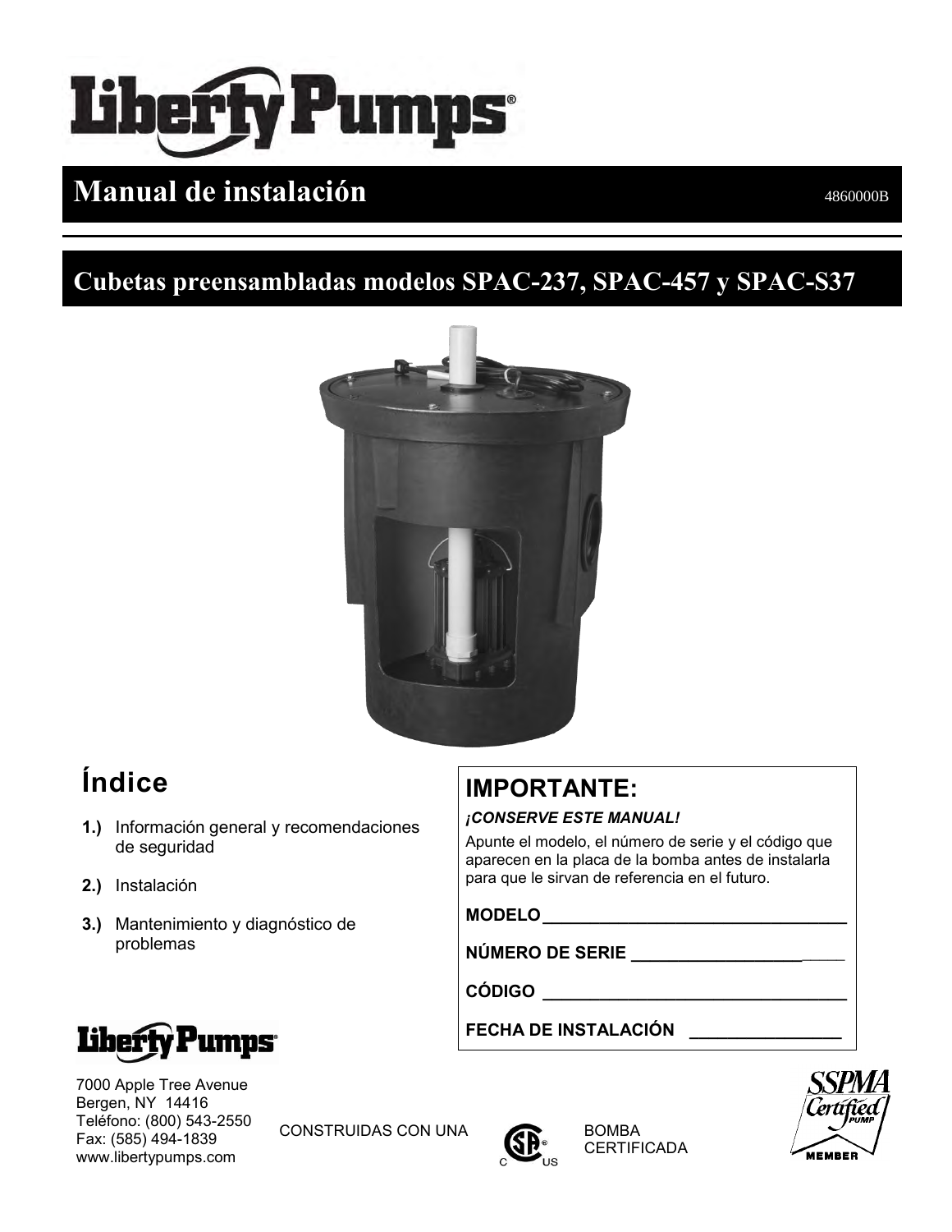# Liberty Pumps®

## Manual de instalación

4860000B

## Cubetas preensambladas modelos SPAC-237, SPAC-457 y SPAC-S37

# Índice

1.) Información general y recomendaciones de seguridad

2.) Instalación

3.) Mantenimiento y diagnóstico de problemas

## IMPORTANTE:

***¡CONSERVE ESTE MANUAL!***

Apunte el modelo, el número de serie y el código que aparecen en la placa de la bomba antes de instalarla para que le sirvan de referencia en el futuro.

**MODELO**\_\_\_\_\_\_\_\_\_\_\_\_\_\_\_\_\_\_\_\_\_\_\_\_\_\_\_\_\_\_\_\_

**NÚMERO DE SERIE** \_\_\_\_\_\_\_\_\_\_\_\_\_\_\_\_\_\_\_\_\_\_\_

**CÓDIGO** \_\_\_\_\_\_\_\_\_\_\_\_\_\_\_\_\_\_\_\_\_\_\_\_\_\_\_\_\_\_\_\_

**FECHA DE INSTALACIÓN** \_\_\_\_\_\_\_\_\_\_\_\_\_\_\_\_

**Liberty Pumps®**

7000 Apple Tree Avenue
Bergen, NY 14416
Teléfono: (800) 543-2550
Fax: (585) 494-1839
www.libertypumps.com

CONSTRUIDAS CON UNA BOMBA CERTIFICADA

SSPMA Certified PUMP MEMBER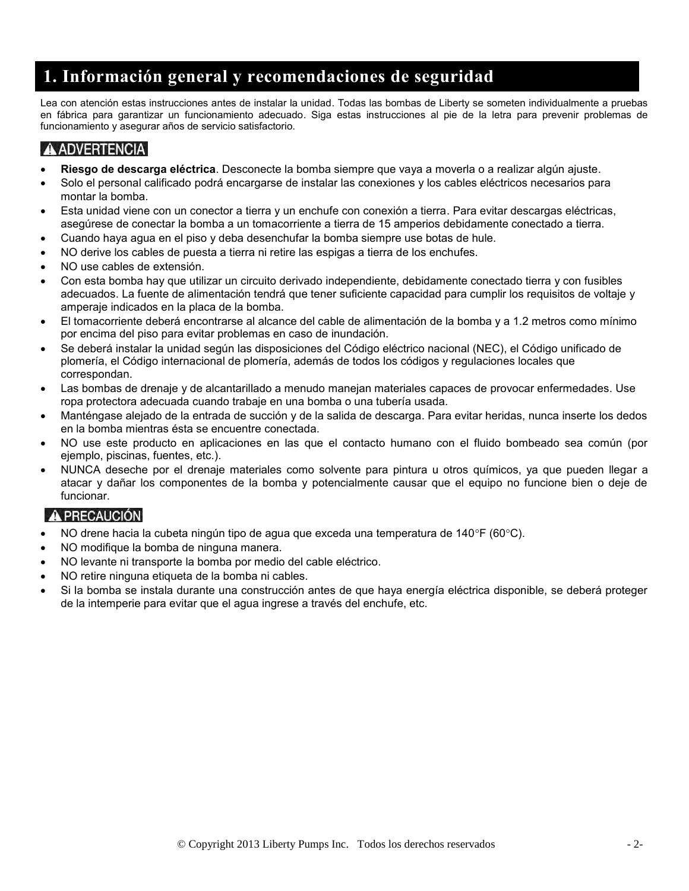# 1. Información general y recomendaciones de seguridad

Lea con atención estas instrucciones antes de instalar la unidad. Todas las bombas de Liberty se someten individualmente a pruebas en fábrica para garantizar un funcionamiento adecuado. Siga estas instrucciones al pie de la letra para prevenir problemas de funcionamiento y asegurar años de servicio satisfactorio.

**⚠ ADVERTENCIA**

- **Riesgo de descarga eléctrica**. Desconecte la bomba siempre que vaya a moverla o a realizar algún ajuste.
- Solo el personal calificado podrá encargarse de instalar las conexiones y los cables eléctricos necesarios para montar la bomba.
- Esta unidad viene con un conector a tierra y un enchufe con conexión a tierra. Para evitar descargas eléctricas, asegúrese de conectar la bomba a un tomacorriente a tierra de 15 amperios debidamente conectado a tierra.
- Cuando haya agua en el piso y deba desenchufar la bomba siempre use botas de hule.
- NO derive los cables de puesta a tierra ni retire las espigas a tierra de los enchufes.
- NO use cables de extensión.
- Con esta bomba hay que utilizar un circuito derivado independiente, debidamente conectado tierra y con fusibles adecuados. La fuente de alimentación tendrá que tener suficiente capacidad para cumplir los requisitos de voltaje y amperaje indicados en la placa de la bomba.
- El tomacorriente deberá encontrarse al alcance del cable de alimentación de la bomba y a 1.2 metros como mínimo por encima del piso para evitar problemas en caso de inundación.
- Se deberá instalar la unidad según las disposiciones del Código eléctrico nacional (NEC), el Código unificado de plomería, el Código internacional de plomería, además de todos los códigos y regulaciones locales que correspondan.
- Las bombas de drenaje y de alcantarillado a menudo manejan materiales capaces de provocar enfermedades. Use ropa protectora adecuada cuando trabaje en una bomba o una tubería usada.
- Manténgase alejado de la entrada de succión y de la salida de descarga. Para evitar heridas, nunca inserte los dedos en la bomba mientras ésta se encuentre conectada.
- NO use este producto en aplicaciones en las que el contacto humano con el fluido bombeado sea común (por ejemplo, piscinas, fuentes, etc.).
- NUNCA deseche por el drenaje materiales como solvente para pintura u otros químicos, ya que pueden llegar a atacar y dañar los componentes de la bomba y potencialmente causar que el equipo no funcione bien o deje de funcionar.

**⚠ PRECAUCIÓN**

- NO drene hacia la cubeta ningún tipo de agua que exceda una temperatura de 140°F (60°C).
- NO modifique la bomba de ninguna manera.
- NO levante ni transporte la bomba por medio del cable eléctrico.
- NO retire ninguna etiqueta de la bomba ni cables.
- Si la bomba se instala durante una construcción antes de que haya energía eléctrica disponible, se deberá proteger de la intemperie para evitar que el agua ingrese a través del enchufe, etc.

© Copyright 2013 Liberty Pumps Inc. Todos los derechos reservados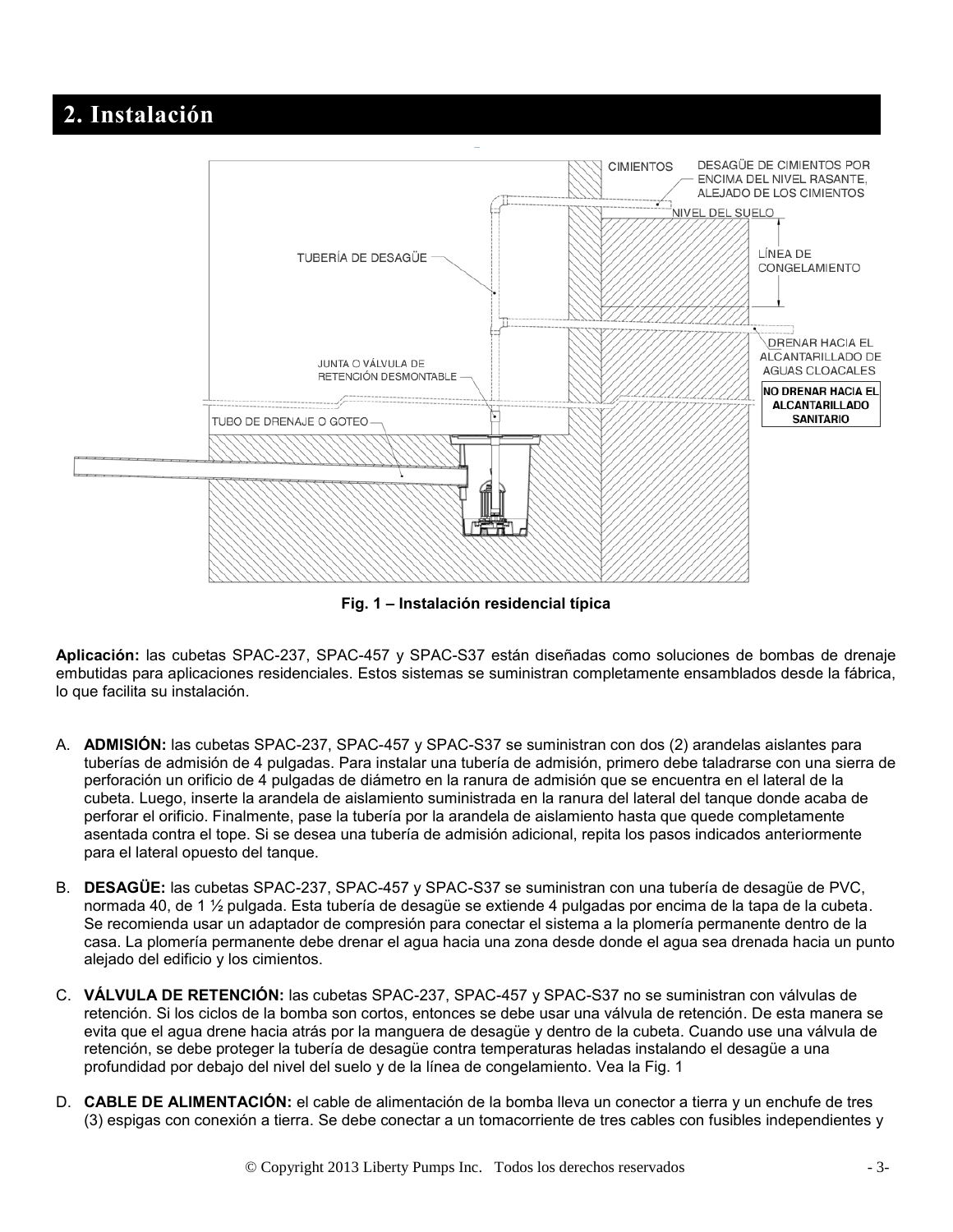## 2. Instalación

Fig. 1 – Instalación residencial típica

**Aplicación:** las cubetas SPAC-237, SPAC-457 y SPAC-S37 están diseñadas como soluciones de bombas de drenaje embutidas para aplicaciones residenciales. Estos sistemas se suministran completamente ensamblados desde la fábrica, lo que facilita su instalación.

A. **ADMISIÓN:** las cubetas SPAC-237, SPAC-457 y SPAC-S37 se suministran con dos (2) arandelas aislantes para tuberías de admisión de 4 pulgadas. Para instalar una tubería de admisión, primero debe taladrarse con una sierra de perforación un orificio de 4 pulgadas de diámetro en la ranura de admisión que se encuentra en el lateral de la cubeta. Luego, inserte la arandela de aislamiento suministrada en la ranura del lateral del tanque donde acaba de perforar el orificio. Finalmente, pase la tubería por la arandela de aislamiento hasta que quede completamente asentada contra el tope. Si se desea una tubería de admisión adicional, repita los pasos indicados anteriormente para el lateral opuesto del tanque.

B. **DESAGÜE:** las cubetas SPAC-237, SPAC-457 y SPAC-S37 se suministran con una tubería de desagüe de PVC, normada 40, de 1 ½ pulgada. Esta tubería de desagüe se extiende 4 pulgadas por encima de la tapa de la cubeta. Se recomienda usar un adaptador de compresión para conectar el sistema a la plomería permanente dentro de la casa. La plomería permanente debe drenar el agua hacia una zona desde donde el agua sea drenada hacia un punto alejado del edificio y los cimientos.

C. **VÁLVULA DE RETENCIÓN:** las cubetas SPAC-237, SPAC-457 y SPAC-S37 no se suministran con válvulas de retención. Si los ciclos de la bomba son cortos, entonces se debe usar una válvula de retención. De esta manera se evita que el agua drene hacia atrás por la manguera de desagüe y dentro de la cubeta. Cuando use una válvula de retención, se debe proteger la tubería de desagüe contra temperaturas heladas instalando el desagüe a una profundidad por debajo del nivel del suelo y de la línea de congelamiento. Vea la Fig. 1

D. **CABLE DE ALIMENTACIÓN:** el cable de alimentación de la bomba lleva un conector a tierra y un enchufe de tres (3) espigas con conexión a tierra. Se debe conectar a un tomacorriente de tres cables con fusibles independientes y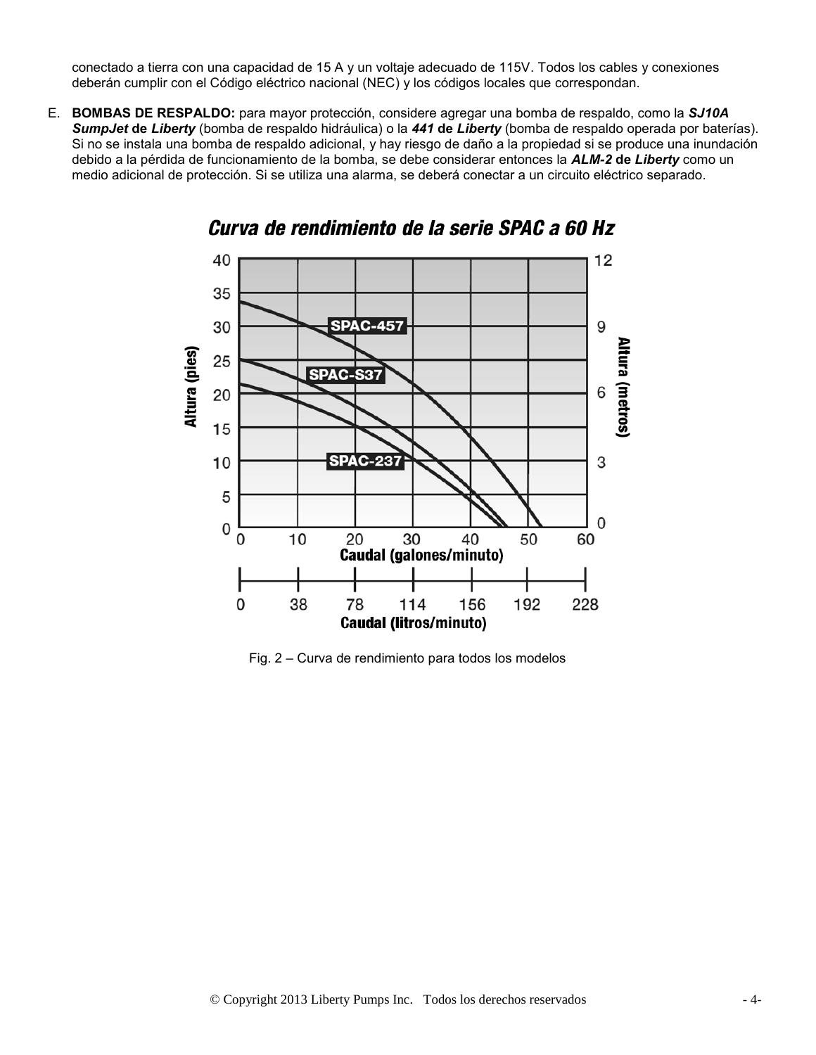conectado a tierra con una capacidad de 15 A y un voltaje adecuado de 115V. Todos los cables y conexiones deberán cumplir con el Código eléctrico nacional (NEC) y los códigos locales que correspondan.

E. **BOMBAS DE RESPALDO:** para mayor protección, considere agregar una bomba de respaldo, como la ***SJ10A SumpJet* de *Liberty*** (bomba de respaldo hidráulica) o la ***441* de *Liberty*** (bomba de respaldo operada por baterías). Si no se instala una bomba de respaldo adicional, y hay riesgo de daño a la propiedad si se produce una inundación debido a la pérdida de funcionamiento de la bomba, se debe considerar entonces la ***ALM-2* de *Liberty*** como un medio adicional de protección. Si se utiliza una alarma, se deberá conectar a un circuito eléctrico separado.

**Curva de rendimiento de la serie SPAC a 60 Hz**

Fig. 2 – Curva de rendimiento para todos los modelos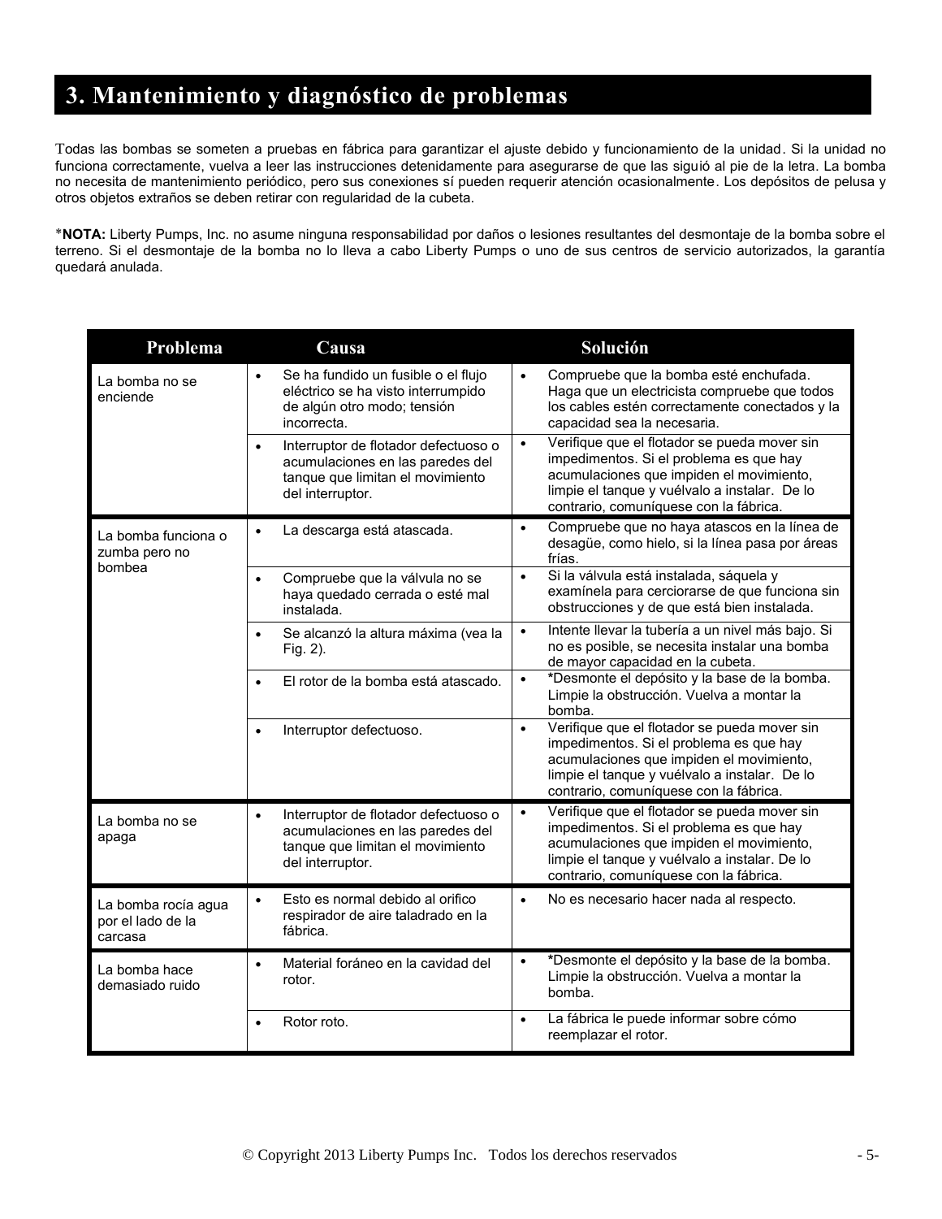# 3. Mantenimiento y diagnóstico de problemas

Todas las bombas se someten a pruebas en fábrica para garantizar el ajuste debido y funcionamiento de la unidad. Si la unidad no funciona correctamente, vuelva a leer las instrucciones detenidamente para asegurarse de que las siguió al pie de la letra. La bomba no necesita de mantenimiento periódico, pero sus conexiones sí pueden requerir atención ocasionalmente. Los depósitos de pelusa y otros objetos extraños se deben retirar con regularidad de la cubeta.

*__NOTA:__ Liberty Pumps, Inc. no asume ninguna responsabilidad por daños o lesiones resultantes del desmontaje de la bomba sobre el terreno. Si el desmontaje de la bomba no lo lleva a cabo Liberty Pumps o uno de sus centros de servicio autorizados, la garantía quedará anulada.

| Problema | Causa | Solución |
|---|---|---|
| La bomba no se enciende | • Se ha fundido un fusible o el flujo eléctrico se ha visto interrumpido de algún otro modo; tensión incorrecta. | • Compruebe que la bomba esté enchufada. Haga que un electricista compruebe que todos los cables estén correctamente conectados y la capacidad sea la necesaria. |
| | • Interruptor de flotador defectuoso o acumulaciones en las paredes del tanque que limitan el movimiento del interruptor. | • Verifique que el flotador se pueda mover sin impedimentos. Si el problema es que hay acumulaciones que impiden el movimiento, limpie el tanque y vuélvalo a instalar. De lo contrario, comuníquese con la fábrica. |
| La bomba funciona o zumba pero no bombea | • La descarga está atascada. | • Compruebe que no haya atascos en la línea de desagüe, como hielo, si la línea pasa por áreas frías. |
| | • Compruebe que la válvula no se haya quedado cerrada o esté mal instalada. | • Si la válvula está instalada, sáquela y examínela para cerciorarse de que funciona sin obstrucciones y de que está bien instalada. |
| | • Se alcanzó la altura máxima (vea la Fig. 2). | • Intente llevar la tubería a un nivel más bajo. Si no es posible, se necesita instalar una bomba de mayor capacidad en la cubeta. |
| | • El rotor de la bomba está atascado. | • *Desmonte el depósito y la base de la bomba. Limpie la obstrucción. Vuelva a montar la bomba. |
| | • Interruptor defectuoso. | • Verifique que el flotador se pueda mover sin impedimentos. Si el problema es que hay acumulaciones que impiden el movimiento, limpie el tanque y vuélvalo a instalar. De lo contrario, comuníquese con la fábrica. |
| La bomba no se apaga | • Interruptor de flotador defectuoso o acumulaciones en las paredes del tanque que limitan el movimiento del interruptor. | • Verifique que el flotador se pueda mover sin impedimentos. Si el problema es que hay acumulaciones que impiden el movimiento, limpie el tanque y vuélvalo a instalar. De lo contrario, comuníquese con la fábrica. |
| La bomba rocía agua por el lado de la carcasa | • Esto es normal debido al orifico respirador de aire taladrado en la fábrica. | • No es necesario hacer nada al respecto. |
| La bomba hace demasiado ruido | • Material foráneo en la cavidad del rotor. | • *Desmonte el depósito y la base de la bomba. Limpie la obstrucción. Vuelva a montar la bomba. |
| | • Rotor roto. | • La fábrica le puede informar sobre cómo reemplazar el rotor. |

© Copyright 2013 Liberty Pumps Inc. Todos los derechos reservados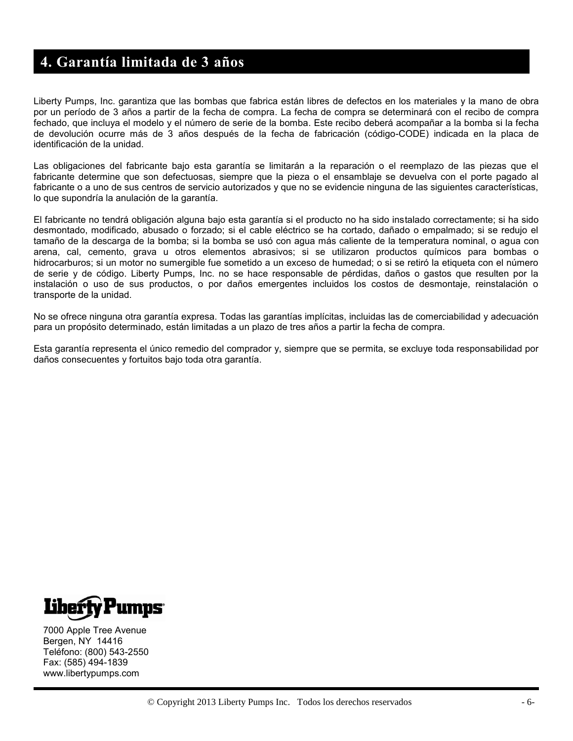# 4. Garantía limitada de 3 años

Liberty Pumps, Inc. garantiza que las bombas que fabrica están libres de defectos en los materiales y la mano de obra por un período de 3 años a partir de la fecha de compra. La fecha de compra se determinará con el recibo de compra fechado, que incluya el modelo y el número de serie de la bomba. Este recibo deberá acompañar a la bomba si la fecha de devolución ocurre más de 3 años después de la fecha de fabricación (código-CODE) indicada en la placa de identificación de la unidad.

Las obligaciones del fabricante bajo esta garantía se limitarán a la reparación o el reemplazo de las piezas que el fabricante determine que son defectuosas, siempre que la pieza o el ensamblaje se devuelva con el porte pagado al fabricante o a uno de sus centros de servicio autorizados y que no se evidencie ninguna de las siguientes características, lo que supondría la anulación de la garantía.

El fabricante no tendrá obligación alguna bajo esta garantía si el producto no ha sido instalado correctamente; si ha sido desmontado, modificado, abusado o forzado; si el cable eléctrico se ha cortado, dañado o empalmado; si se redujo el tamaño de la descarga de la bomba; si la bomba se usó con agua más caliente de la temperatura nominal, o agua con arena, cal, cemento, grava u otros elementos abrasivos; si se utilizaron productos químicos para bombas o hidrocarburos; si un motor no sumergible fue sometido a un exceso de humedad; o si se retiró la etiqueta con el número de serie y de código. Liberty Pumps, Inc. no se hace responsable de pérdidas, daños o gastos que resulten por la instalación o uso de sus productos, o por daños emergentes incluidos los costos de desmontaje, reinstalación o transporte de la unidad.

No se ofrece ninguna otra garantía expresa. Todas las garantías implícitas, incluidas las de comerciabilidad y adecuación para un propósito determinado, están limitadas a un plazo de tres años a partir la fecha de compra.

Esta garantía representa el único remedio del comprador y, siempre que se permita, se excluye toda responsabilidad por daños consecuentes y fortuitos bajo toda otra garantía.

Liberty Pumps

7000 Apple Tree Avenue
Bergen, NY 14416
Teléfono: (800) 543-2550
Fax: (585) 494-1839
www.libertypumps.com

© Copyright 2013 Liberty Pumps Inc. Todos los derechos reservados